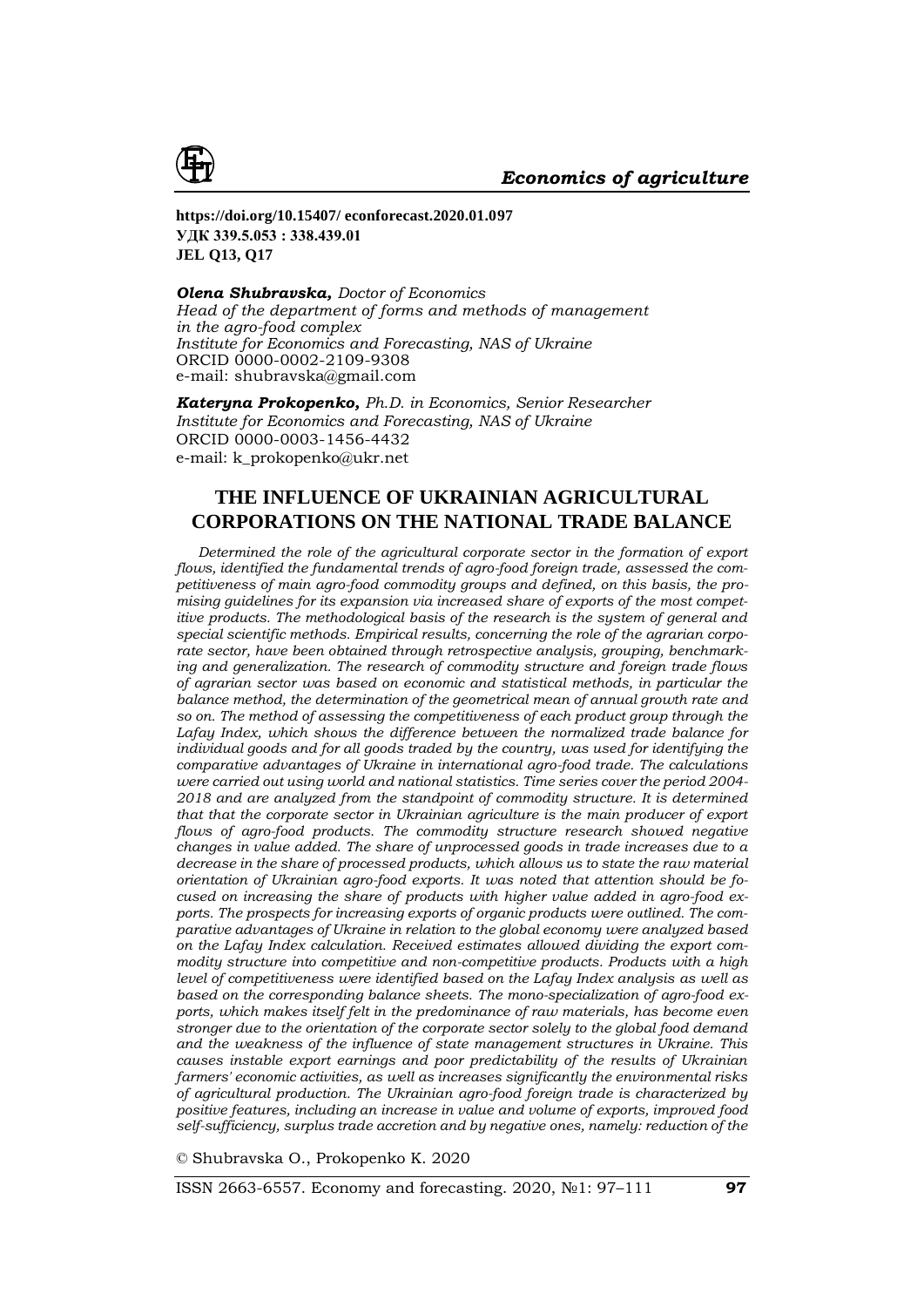**https://doi.org/10.15407/ econforecast.2020.01.097**
**УДК 339.5.053 : 338.439.01**
**JEL Q13, Q17**

***Olena Shubravska,*** *Doctor of Economics*
*Head of the department of forms and methods of management in the agro-food complex*
*Institute for Economics and Forecasting, NAS of Ukraine*
ORCID 0000-0002-2109-9308
e-mail: shubravska@gmail.com

***Kateryna Prokopenko,*** *Ph.D. in Economics, Senior Researcher*
*Institute for Economics and Forecasting, NAS of Ukraine*
ORCID 0000-0003-1456-4432
e-mail: k_prokopenko@ukr.net

# THE INFLUENCE OF UKRAINIAN AGRICULTURAL CORPORATIONS ON THE NATIONAL TRADE BALANCE

*Determined the role of the agricultural corporate sector in the formation of export flows, identified the fundamental trends of agro-food foreign trade, assessed the competitiveness of main agro-food commodity groups and defined, on this basis, the promising guidelines for its expansion via increased share of exports of the most competitive products. The methodological basis of the research is the system of general and special scientific methods. Empirical results, concerning the role of the agrarian corporate sector, have been obtained through retrospective analysis, grouping, benchmarking and generalization. The research of commodity structure and foreign trade flows of agrarian sector was based on economic and statistical methods, in particular the balance method, the determination of the geometrical mean of annual growth rate and so on. The method of assessing the competitiveness of each product group through the Lafay Index, which shows the difference between the normalized trade balance for individual goods and for all goods traded by the country, was used for identifying the comparative advantages of Ukraine in international agro-food trade. The calculations were carried out using world and national statistics. Time series cover the period 2004-2018 and are analyzed from the standpoint of commodity structure. It is determined that that the corporate sector in Ukrainian agriculture is the main producer of export flows of agro-food products. The commodity structure research showed negative changes in value added. The share of unprocessed goods in trade increases due to a decrease in the share of processed products, which allows us to state the raw material orientation of Ukrainian agro-food exports. It was noted that attention should be focused on increasing the share of products with higher value added in agro-food exports. The prospects for increasing exports of organic products were outlined. The comparative advantages of Ukraine in relation to the global economy were analyzed based on the Lafay Index calculation. Received estimates allowed dividing the export commodity structure into competitive and non-competitive products. Products with a high level of competitiveness were identified based on the Lafay Index analysis as well as based on the corresponding balance sheets. The mono-specialization of agro-food exports, which makes itself felt in the predominance of raw materials, has become even stronger due to the orientation of the corporate sector solely to the global food demand and the weakness of the influence of state management structures in Ukraine. This causes instable export earnings and poor predictability of the results of Ukrainian farmers' economic activities, as well as increases significantly the environmental risks of agricultural production. The Ukrainian agro-food foreign trade is characterized by positive features, including an increase in value and volume of exports, improved food self-sufficiency, surplus trade accretion and by negative ones, namely: reduction of the*

© Shubravska O., Prokopenko K. 2020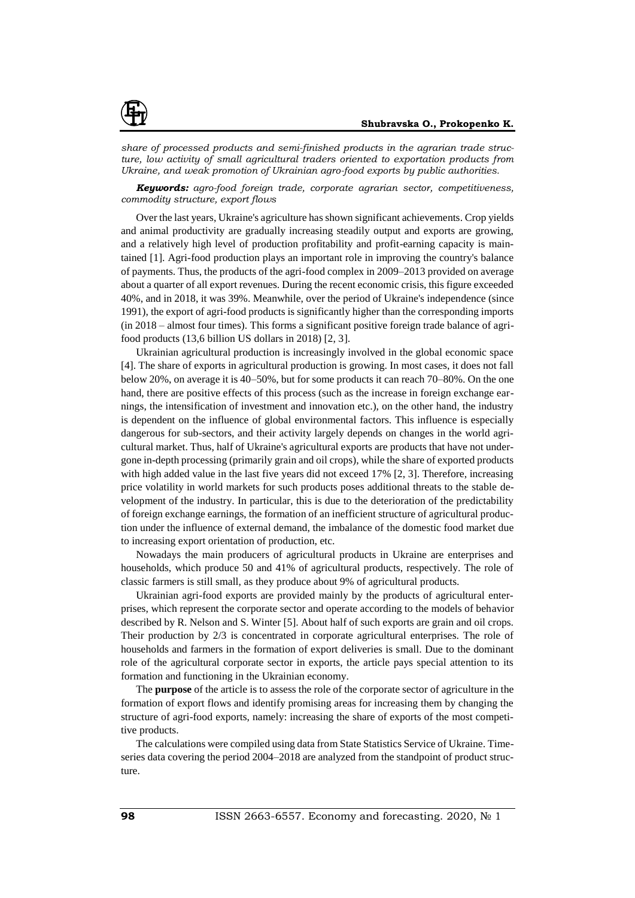*share of processed products and semi-finished products in the agrarian trade structure, low activity of small agricultural traders oriented to exportation products from Ukraine, and weak promotion of Ukrainian agro-food exports by public authorities.*

***Keywords:*** *agro-food foreign trade, corporate agrarian sector, competitiveness, commodity structure, export flows*

Over the last years, Ukraine's agriculture has shown significant achievements. Crop yields and animal productivity are gradually increasing steadily output and exports are growing, and a relatively high level of production profitability and profit-earning capacity is maintained [1]. Agri-food production plays an important role in improving the country's balance of payments. Thus, the products of the agri-food complex in 2009–2013 provided on average about a quarter of all export revenues. During the recent economic crisis, this figure exceeded 40%, and in 2018, it was 39%. Meanwhile, over the period of Ukraine's independence (since 1991), the export of agri-food products is significantly higher than the corresponding imports (in 2018 – almost four times). This forms a significant positive foreign trade balance of agri-food products (13,6 billion US dollars in 2018) [2, 3].

Ukrainian agricultural production is increasingly involved in the global economic space [4]. The share of exports in agricultural production is growing. In most cases, it does not fall below 20%, on average it is 40–50%, but for some products it can reach 70–80%. On the one hand, there are positive effects of this process (such as the increase in foreign exchange earnings, the intensification of investment and innovation etc.), on the other hand, the industry is dependent on the influence of global environmental factors. This influence is especially dangerous for sub-sectors, and their activity largely depends on changes in the world agricultural market. Thus, half of Ukraine's agricultural exports are products that have not undergone in-depth processing (primarily grain and oil crops), while the share of exported products with high added value in the last five years did not exceed 17% [2, 3]. Therefore, increasing price volatility in world markets for such products poses additional threats to the stable development of the industry. In particular, this is due to the deterioration of the predictability of foreign exchange earnings, the formation of an inefficient structure of agricultural production under the influence of external demand, the imbalance of the domestic food market due to increasing export orientation of production, etc.

Nowadays the main producers of agricultural products in Ukraine are enterprises and households, which produce 50 and 41% of agricultural products, respectively. The role of classic farmers is still small, as they produce about 9% of agricultural products.

Ukrainian agri-food exports are provided mainly by the products of agricultural enterprises, which represent the corporate sector and operate according to the models of behavior described by R. Nelson and S. Winter [5]. About half of such exports are grain and oil crops. Their production by 2/3 is concentrated in corporate agricultural enterprises. The role of households and farmers in the formation of export deliveries is small. Due to the dominant role of the agricultural corporate sector in exports, the article pays special attention to its formation and functioning in the Ukrainian economy.

The **purpose** of the article is to assess the role of the corporate sector of agriculture in the formation of export flows and identify promising areas for increasing them by changing the structure of agri-food exports, namely: increasing the share of exports of the most competitive products.

The calculations were compiled using data from State Statistics Service of Ukraine. Time-series data covering the period 2004–2018 are analyzed from the standpoint of product structure.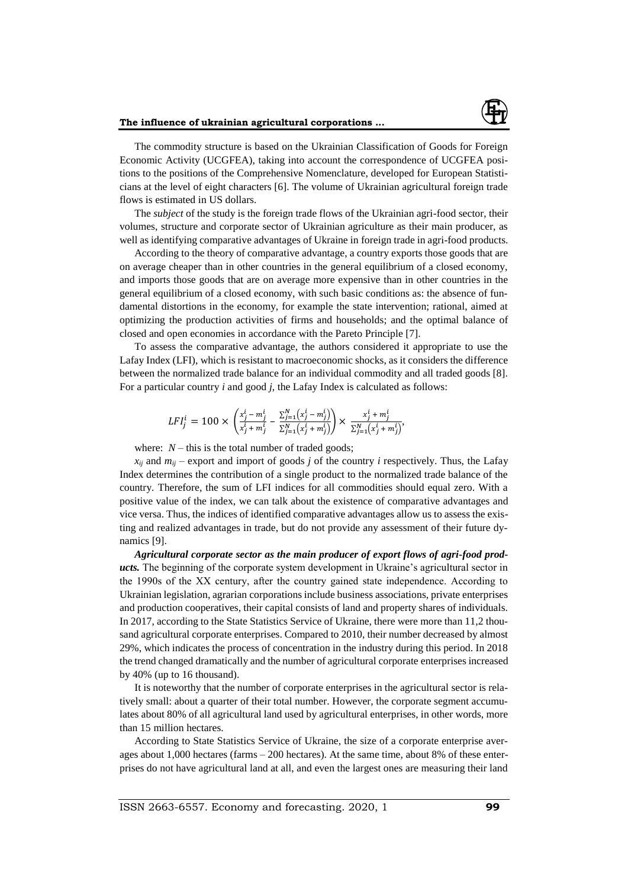The commodity structure is based on the Ukrainian Classification of Goods for Foreign Economic Activity (UCGFEA), taking into account the correspondence of UCGFEA positions to the positions of the Comprehensive Nomenclature, developed for European Statisticians at the level of eight characters [6]. The volume of Ukrainian agricultural foreign trade flows is estimated in US dollars.

The *subject* of the study is the foreign trade flows of the Ukrainian agri-food sector, their volumes, structure and corporate sector of Ukrainian agriculture as their main producer, as well as identifying comparative advantages of Ukraine in foreign trade in agri-food products.

According to the theory of comparative advantage, a country exports those goods that are on average cheaper than in other countries in the general equilibrium of a closed economy, and imports those goods that are on average more expensive than in other countries in the general equilibrium of a closed economy, with such basic conditions as: the absence of fundamental distortions in the economy, for example the state intervention; rational, aimed at optimizing the production activities of firms and households; and the optimal balance of closed and open economies in accordance with the Pareto Principle [7].

To assess the comparative advantage, the authors considered it appropriate to use the Lafay Index (LFI), which is resistant to macroeconomic shocks, as it considers the difference between the normalized trade balance for an individual commodity and all traded goods [8]. For a particular country *i* and good *j*, the Lafay Index is calculated as follows:

$$LFI_j^i = 100 \times \left( \frac{x_j^i - m_j^i}{x_j^i + m_j^i} - \frac{\sum_{j=1}^{N}\left(x_j^i - m_j^i\right)}{\sum_{j=1}^{N}\left(x_j^i + m_j^i\right)} \right) \times \frac{x_j^i + m_j^i}{\sum_{j=1}^{N}\left(x_j^i + m_j^i\right)},$$

where: $N$ – this is the total number of traded goods;

$x_{ij}$ and $m_{ij}$ – export and import of goods *j* of the country *i* respectively. Thus, the Lafay Index determines the contribution of a single product to the normalized trade balance of the country. Therefore, the sum of LFI indices for all commodities should equal zero. With a positive value of the index, we can talk about the existence of comparative advantages and vice versa. Thus, the indices of identified comparative advantages allow us to assess the existing and realized advantages in trade, but do not provide any assessment of their future dynamics [9].

***Agricultural corporate sector as the main producer of export flows of agri-food products.*** The beginning of the corporate system development in Ukraine's agricultural sector in the 1990s of the XX century, after the country gained state independence. According to Ukrainian legislation, agrarian corporations include business associations, private enterprises and production cooperatives, their capital consists of land and property shares of individuals. In 2017, according to the State Statistics Service of Ukraine, there were more than 11,2 thousand agricultural corporate enterprises. Compared to 2010, their number decreased by almost 29%, which indicates the process of concentration in the industry during this period. In 2018 the trend changed dramatically and the number of agricultural corporate enterprises increased by 40% (up to 16 thousand).

It is noteworthy that the number of corporate enterprises in the agricultural sector is relatively small: about a quarter of their total number. However, the corporate segment accumulates about 80% of all agricultural land used by agricultural enterprises, in other words, more than 15 million hectares.

According to State Statistics Service of Ukraine, the size of a corporate enterprise averages about 1,000 hectares (farms – 200 hectares). At the same time, about 8% of these enterprises do not have agricultural land at all, and even the largest ones are measuring their land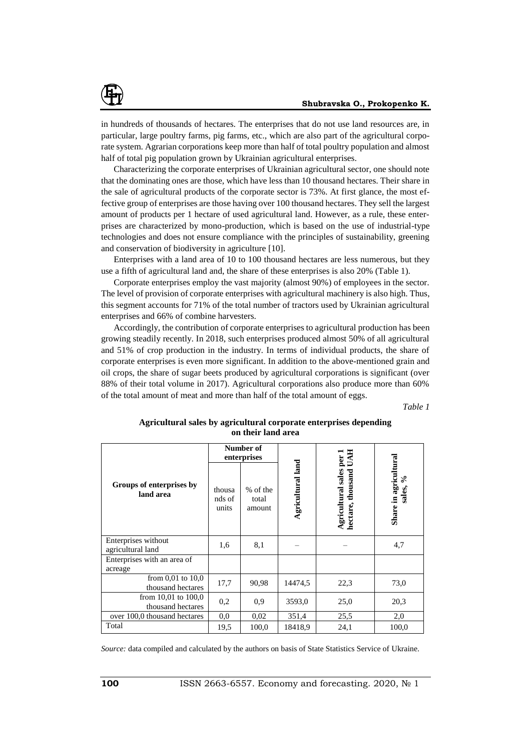in hundreds of thousands of hectares. The enterprises that do not use land resources are, in particular, large poultry farms, pig farms, etc., which are also part of the agricultural corporate system. Agrarian corporations keep more than half of total poultry population and almost half of total pig population grown by Ukrainian agricultural enterprises.

Characterizing the corporate enterprises of Ukrainian agricultural sector, one should note that the dominating ones are those, which have less than 10 thousand hectares. Their share in the sale of agricultural products of the corporate sector is 73%. At first glance, the most effective group of enterprises are those having over 100 thousand hectares. They sell the largest amount of products per 1 hectare of used agricultural land. However, as a rule, these enterprises are characterized by mono-production, which is based on the use of industrial-type technologies and does not ensure compliance with the principles of sustainability, greening and conservation of biodiversity in agriculture [10].

Enterprises with a land area of 10 to 100 thousand hectares are less numerous, but they use a fifth of agricultural land and, the share of these enterprises is also 20% (Table 1).

Corporate enterprises employ the vast majority (almost 90%) of employees in the sector. The level of provision of corporate enterprises with agricultural machinery is also high. Thus, this segment accounts for 71% of the total number of tractors used by Ukrainian agricultural enterprises and 66% of combine harvesters.

Accordingly, the contribution of corporate enterprises to agricultural production has been growing steadily recently. In 2018, such enterprises produced almost 50% of all agricultural and 51% of crop production in the industry. In terms of individual products, the share of corporate enterprises is even more significant. In addition to the above-mentioned grain and oil crops, the share of sugar beets produced by agricultural corporations is significant (over 88% of their total volume in 2017). Agricultural corporations also produce more than 60% of the total amount of meat and more than half of the total amount of eggs.

*Table 1*

**Agricultural sales by agricultural corporate enterprises depending on their land area**

| Groups of enterprises by land area | Number of enterprises | | Agricultural land | Agricultural sales per 1 hectare, thousand UAH | Share in agricultural sales, % |
|---|---|---|---|---|---|
| | thousands of units | % of the total amount | | | |
| Enterprises without agricultural land | 1,6 | 8,1 | – | – | 4,7 |
| Enterprises with an area of acreage | | | | | |
| from 0,01 to 10,0 thousand hectares | 17,7 | 90,98 | 14474,5 | 22,3 | 73,0 |
| from 10,01 to 100,0 thousand hectares | 0,2 | 0,9 | 3593,0 | 25,0 | 20,3 |
| over 100,0 thousand hectares | 0,0 | 0,02 | 351,4 | 25,5 | 2,0 |
| Total | 19,5 | 100,0 | 18418,9 | 24,1 | 100,0 |

*Source:* data compiled and calculated by the authors on basis of State Statistics Service of Ukraine.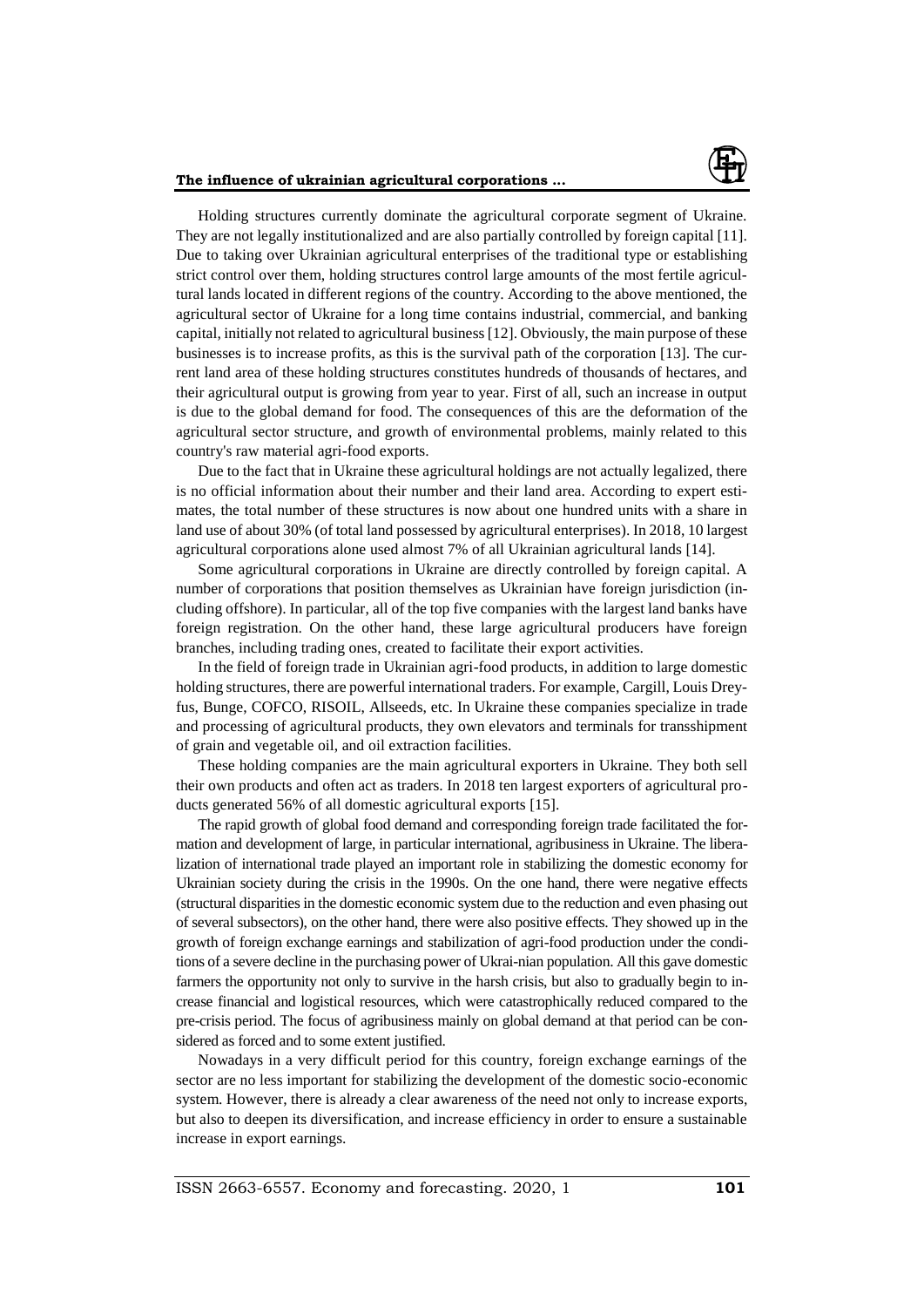Holding structures currently dominate the agricultural corporate segment of Ukraine. They are not legally institutionalized and are also partially controlled by foreign capital [11]. Due to taking over Ukrainian agricultural enterprises of the traditional type or establishing strict control over them, holding structures control large amounts of the most fertile agricultural lands located in different regions of the country. According to the above mentioned, the agricultural sector of Ukraine for a long time contains industrial, commercial, and banking capital, initially not related to agricultural business [12]. Obviously, the main purpose of these businesses is to increase profits, as this is the survival path of the corporation [13]. The current land area of these holding structures constitutes hundreds of thousands of hectares, and their agricultural output is growing from year to year. First of all, such an increase in output is due to the global demand for food. The consequences of this are the deformation of the agricultural sector structure, and growth of environmental problems, mainly related to this country's raw material agri-food exports.

Due to the fact that in Ukraine these agricultural holdings are not actually legalized, there is no official information about their number and their land area. According to expert estimates, the total number of these structures is now about one hundred units with a share in land use of about 30% (of total land possessed by agricultural enterprises). In 2018, 10 largest agricultural corporations alone used almost 7% of all Ukrainian agricultural lands [14].

Some agricultural corporations in Ukraine are directly controlled by foreign capital. A number of corporations that position themselves as Ukrainian have foreign jurisdiction (including offshore). In particular, all of the top five companies with the largest land banks have foreign registration. On the other hand, these large agricultural producers have foreign branches, including trading ones, created to facilitate their export activities.

In the field of foreign trade in Ukrainian agri-food products, in addition to large domestic holding structures, there are powerful international traders. For example, Cargill, Louis Dreyfus, Bunge, COFCO, RISOIL, Allseeds, etc. In Ukraine these companies specialize in trade and processing of agricultural products, they own elevators and terminals for transshipment of grain and vegetable oil, and oil extraction facilities.

These holding companies are the main agricultural exporters in Ukraine. They both sell their own products and often act as traders. In 2018 ten largest exporters of agricultural products generated 56% of all domestic agricultural exports [15].

The rapid growth of global food demand and corresponding foreign trade facilitated the formation and development of large, in particular international, agribusiness in Ukraine. The liberalization of international trade played an important role in stabilizing the domestic economy for Ukrainian society during the crisis in the 1990s. On the one hand, there were negative effects (structural disparities in the domestic economic system due to the reduction and even phasing out of several subsectors), on the other hand, there were also positive effects. They showed up in the growth of foreign exchange earnings and stabilization of agri-food production under the conditions of a severe decline in the purchasing power of Ukrai-nian population. All this gave domestic farmers the opportunity not only to survive in the harsh crisis, but also to gradually begin to increase financial and logistical resources, which were catastrophically reduced compared to the pre-crisis period. The focus of agribusiness mainly on global demand at that period can be considered as forced and to some extent justified.

Nowadays in a very difficult period for this country, foreign exchange earnings of the sector are no less important for stabilizing the development of the domestic socio-economic system. However, there is already a clear awareness of the need not only to increase exports, but also to deepen its diversification, and increase efficiency in order to ensure a sustainable increase in export earnings.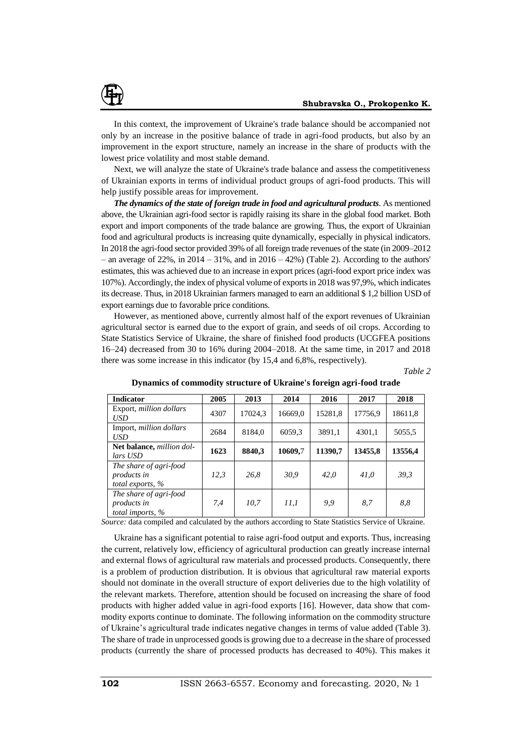In this context, the improvement of Ukraine's trade balance should be accompanied not only by an increase in the positive balance of trade in agri-food products, but also by an improvement in the export structure, namely an increase in the share of products with the lowest price volatility and most stable demand.

Next, we will analyze the state of Ukraine's trade balance and assess the competitiveness of Ukrainian exports in terms of individual product groups of agri-food products. This will help justify possible areas for improvement.

***The dynamics of the state of foreign trade in food and agricultural products***. As mentioned above, the Ukrainian agri-food sector is rapidly raising its share in the global food market. Both export and import components of the trade balance are growing. Thus, the export of Ukrainian food and agricultural products is increasing quite dynamically, especially in physical indicators. In 2018 the agri-food sector provided 39% of all foreign trade revenues of the state (in 2009–2012 – an average of 22%, in 2014 – 31%, and in 2016 – 42%) (Table 2). According to the authors' estimates, this was achieved due to an increase in export prices (agri-food export price index was 107%). Accordingly, the index of physical volume of exports in 2018 was 97,9%, which indicates its decrease. Thus, in 2018 Ukrainian farmers managed to earn an additional $ 1,2 billion USD of export earnings due to favorable price conditions.

However, as mentioned above, currently almost half of the export revenues of Ukrainian agricultural sector is earned due to the export of grain, and seeds of oil crops. According to State Statistics Service of Ukraine, the share of finished food products (UCGFEA positions 16–24) decreased from 30 to 16% during 2004–2018. At the same time, in 2017 and 2018 there was some increase in this indicator (by 15,4 and 6,8%, respectively).

*Table 2*

**Dynamics of commodity structure of Ukraine's foreign agri-food trade**

| Indicator | 2005 | 2013 | 2014 | 2016 | 2017 | 2018 |
|---|---|---|---|---|---|---|
| Export, *million dollars USD* | 4307 | 17024,3 | 16669,0 | 15281,8 | 17756,9 | 18611,8 |
| Import, *million dollars USD* | 2684 | 8184,0 | 6059,3 | 3891,1 | 4301,1 | 5055,5 |
| **Net balance,** *million dollars USD* | **1623** | **8840,3** | **10609,7** | **11390,7** | **13455,8** | **13556,4** |
| *The share of agri-food products in total exports, %* | *12,3* | *26,8* | *30,9* | *42,0* | *41,0* | *39,3* |
| *The share of agri-food products in total imports, %* | *7,4* | *10,7* | *11,1* | *9,9* | *8,7* | *8,8* |

*Source:* data compiled and calculated by the authors according to State Statistics Service of Ukraine.

Ukraine has a significant potential to raise agri-food output and exports. Thus, increasing the current, relatively low, efficiency of agricultural production can greatly increase internal and external flows of agricultural raw materials and processed products. Consequently, there is a problem of production distribution. It is obvious that agricultural raw material exports should not dominate in the overall structure of export deliveries due to the high volatility of the relevant markets. Therefore, attention should be focused on increasing the share of food products with higher added value in agri-food exports [16]. However, data show that commodity exports continue to dominate. The following information on the commodity structure of Ukraine's agricultural trade indicates negative changes in terms of value added (Table 3). The share of trade in unprocessed goods is growing due to a decrease in the share of processed products (currently the share of processed products has decreased to 40%). This makes it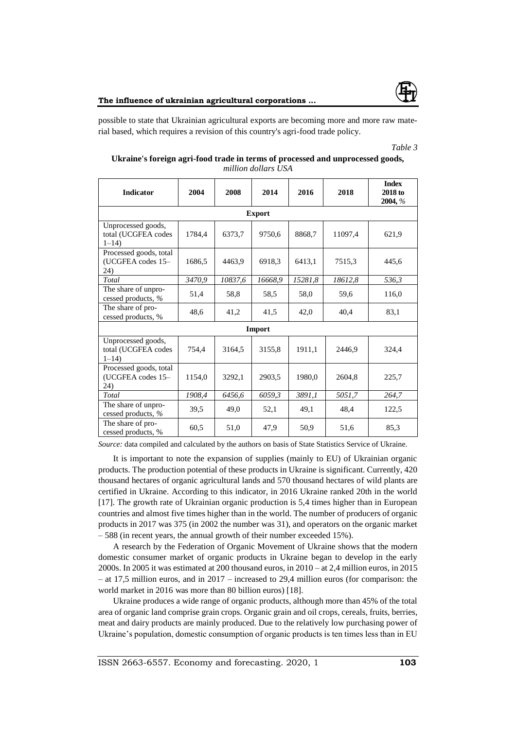possible to state that Ukrainian agricultural exports are becoming more and more raw material based, which requires a revision of this country's agri-food trade policy.

*Table 3*

**Ukraine's foreign agri-food trade in terms of processed and unprocessed goods,** *million dollars USA*

| Indicator | 2004 | 2008 | 2014 | 2016 | 2018 | Index 2018 to 2004, % |
|---|---|---|---|---|---|---|
| **Export** | | | | | | |
| Unprocessed goods, total (UCGFEA codes 1–14) | 1784,4 | 6373,7 | 9750,6 | 8868,7 | 11097,4 | 621,9 |
| Processed goods, total (UCGFEA codes 15–24) | 1686,5 | 4463,9 | 6918,3 | 6413,1 | 7515,3 | 445,6 |
| *Total* | *3470,9* | *10837,6* | *16668,9* | *15281,8* | *18612,8* | *536,3* |
| The share of unprocessed products, % | 51,4 | 58,8 | 58,5 | 58,0 | 59,6 | 116,0 |
| The share of processed products, % | 48,6 | 41,2 | 41,5 | 42,0 | 40,4 | 83,1 |
| **Import** | | | | | | |
| Unprocessed goods, total (UCGFEA codes 1–14) | 754,4 | 3164,5 | 3155,8 | 1911,1 | 2446,9 | 324,4 |
| Processed goods, total (UCGFEA codes 15–24) | 1154,0 | 3292,1 | 2903,5 | 1980,0 | 2604,8 | 225,7 |
| *Total* | *1908,4* | *6456,6* | *6059,3* | *3891,1* | *5051,7* | *264,7* |
| The share of unprocessed products, % | 39,5 | 49,0 | 52,1 | 49,1 | 48,4 | 122,5 |
| The share of processed products, % | 60,5 | 51,0 | 47,9 | 50,9 | 51,6 | 85,3 |

*Source:* data compiled and calculated by the authors on basis of State Statistics Service of Ukraine.

It is important to note the expansion of supplies (mainly to EU) of Ukrainian organic products. The production potential of these products in Ukraine is significant. Currently, 420 thousand hectares of organic agricultural lands and 570 thousand hectares of wild plants are certified in Ukraine. According to this indicator, in 2016 Ukraine ranked 20th in the world [17]. The growth rate of Ukrainian organic production is 5,4 times higher than in European countries and almost five times higher than in the world. The number of producers of organic products in 2017 was 375 (in 2002 the number was 31), and operators on the organic market – 588 (in recent years, the annual growth of their number exceeded 15%).

A research by the Federation of Organic Movement of Ukraine shows that the modern domestic consumer market of organic products in Ukraine began to develop in the early 2000s. In 2005 it was estimated at 200 thousand euros, in 2010 – at 2,4 million euros, in 2015 – at 17,5 million euros, and in 2017 – increased to 29,4 million euros (for comparison: the world market in 2016 was more than 80 billion euros) [18].

Ukraine produces a wide range of organic products, although more than 45% of the total area of organic land comprise grain crops. Organic grain and oil crops, cereals, fruits, berries, meat and dairy products are mainly produced. Due to the relatively low purchasing power of Ukraine's population, domestic consumption of organic products is ten times less than in EU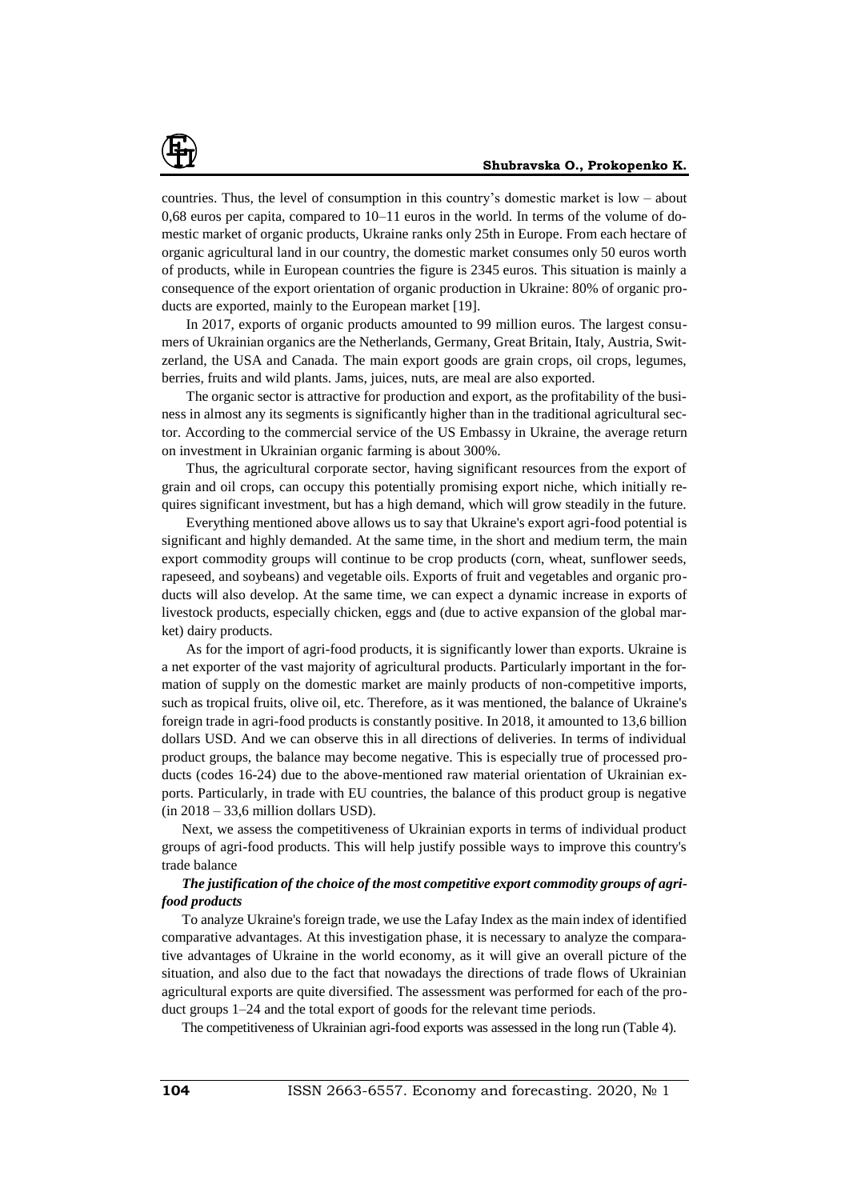countries. Thus, the level of consumption in this country's domestic market is low – about 0,68 euros per capita, compared to 10–11 euros in the world. In terms of the volume of domestic market of organic products, Ukraine ranks only 25th in Europe. From each hectare of organic agricultural land in our country, the domestic market consumes only 50 euros worth of products, while in European countries the figure is 2345 euros. This situation is mainly a consequence of the export orientation of organic production in Ukraine: 80% of organic products are exported, mainly to the European market [19].

In 2017, exports of organic products amounted to 99 million euros. The largest consumers of Ukrainian organics are the Netherlands, Germany, Great Britain, Italy, Austria, Switzerland, the USA and Canada. The main export goods are grain crops, oil crops, legumes, berries, fruits and wild plants. Jams, juices, nuts, are meal are also exported.

The organic sector is attractive for production and export, as the profitability of the business in almost any its segments is significantly higher than in the traditional agricultural sector. According to the commercial service of the US Embassy in Ukraine, the average return on investment in Ukrainian organic farming is about 300%.

Thus, the agricultural corporate sector, having significant resources from the export of grain and oil crops, can occupy this potentially promising export niche, which initially requires significant investment, but has a high demand, which will grow steadily in the future.

Everything mentioned above allows us to say that Ukraine's export agri-food potential is significant and highly demanded. At the same time, in the short and medium term, the main export commodity groups will continue to be crop products (corn, wheat, sunflower seeds, rapeseed, and soybeans) and vegetable oils. Exports of fruit and vegetables and organic products will also develop. At the same time, we can expect a dynamic increase in exports of livestock products, especially chicken, eggs and (due to active expansion of the global market) dairy products.

As for the import of agri-food products, it is significantly lower than exports. Ukraine is a net exporter of the vast majority of agricultural products. Particularly important in the formation of supply on the domestic market are mainly products of non-competitive imports, such as tropical fruits, olive oil, etc. Therefore, as it was mentioned, the balance of Ukraine's foreign trade in agri-food products is constantly positive. In 2018, it amounted to 13,6 billion dollars USD. And we can observe this in all directions of deliveries. In terms of individual product groups, the balance may become negative. This is especially true of processed products (codes 16-24) due to the above-mentioned raw material orientation of Ukrainian exports. Particularly, in trade with EU countries, the balance of this product group is negative (in 2018 – 33,6 million dollars USD).

Next, we assess the competitiveness of Ukrainian exports in terms of individual product groups of agri-food products. This will help justify possible ways to improve this country's trade balance

***The justification of the choice of the most competitive export commodity groups of agri-food products***

To analyze Ukraine's foreign trade, we use the Lafay Index as the main index of identified comparative advantages. At this investigation phase, it is necessary to analyze the comparative advantages of Ukraine in the world economy, as it will give an overall picture of the situation, and also due to the fact that nowadays the directions of trade flows of Ukrainian agricultural exports are quite diversified. The assessment was performed for each of the product groups 1–24 and the total export of goods for the relevant time periods.

The competitiveness of Ukrainian agri-food exports was assessed in the long run (Table 4).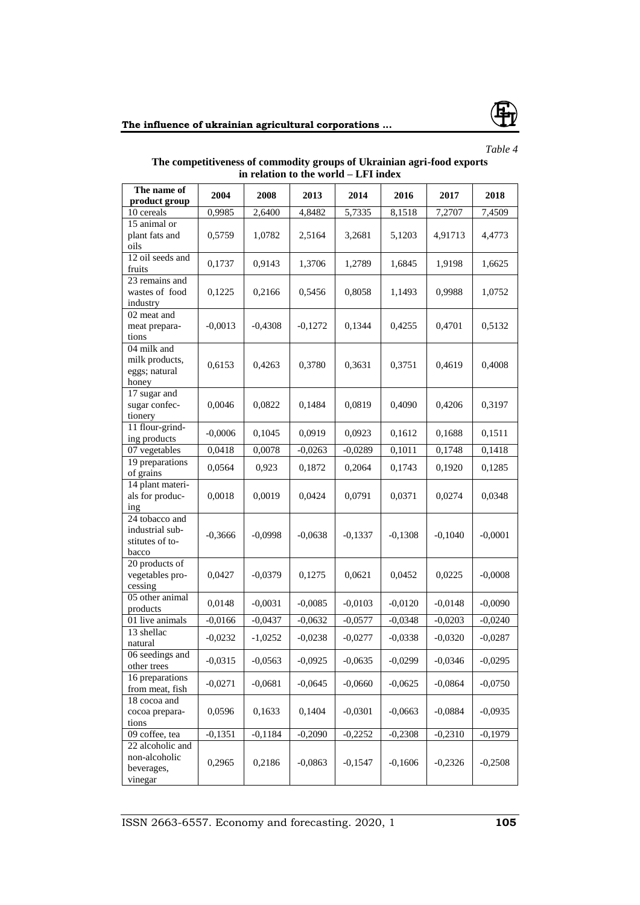*Table 4*

**The competitiveness of commodity groups of Ukrainian agri-food exports in relation to the world – LFI index**

| The name of product group | 2004 | 2008 | 2013 | 2014 | 2016 | 2017 | 2018 |
|---|---|---|---|---|---|---|---|
| 10 cereals | 0,9985 | 2,6400 | 4,8482 | 5,7335 | 8,1518 | 7,2707 | 7,4509 |
| 15 animal or plant fats and oils | 0,5759 | 1,0782 | 2,5164 | 3,2681 | 5,1203 | 4,91713 | 4,4773 |
| 12 oil seeds and fruits | 0,1737 | 0,9143 | 1,3706 | 1,2789 | 1,6845 | 1,9198 | 1,6625 |
| 23 remains and wastes of food industry | 0,1225 | 0,2166 | 0,5456 | 0,8058 | 1,1493 | 0,9988 | 1,0752 |
| 02 meat and meat preparations | -0,0013 | -0,4308 | -0,1272 | 0,1344 | 0,4255 | 0,4701 | 0,5132 |
| 04 milk and milk products, eggs; natural honey | 0,6153 | 0,4263 | 0,3780 | 0,3631 | 0,3751 | 0,4619 | 0,4008 |
| 17 sugar and sugar confectionery | 0,0046 | 0,0822 | 0,1484 | 0,0819 | 0,4090 | 0,4206 | 0,3197 |
| 11 flour-grinding products | -0,0006 | 0,1045 | 0,0919 | 0,0923 | 0,1612 | 0,1688 | 0,1511 |
| 07 vegetables | 0,0418 | 0,0078 | -0,0263 | -0,0289 | 0,1011 | 0,1748 | 0,1418 |
| 19 preparations of grains | 0,0564 | 0,923 | 0,1872 | 0,2064 | 0,1743 | 0,1920 | 0,1285 |
| 14 plant materials for producing | 0,0018 | 0,0019 | 0,0424 | 0,0791 | 0,0371 | 0,0274 | 0,0348 |
| 24 tobacco and industrial substitutes of tobacco | -0,3666 | -0,0998 | -0,0638 | -0,1337 | -0,1308 | -0,1040 | -0,0001 |
| 20 products of vegetables processing | 0,0427 | -0,0379 | 0,1275 | 0,0621 | 0,0452 | 0,0225 | -0,0008 |
| 05 other animal products | 0,0148 | -0,0031 | -0,0085 | -0,0103 | -0,0120 | -0,0148 | -0,0090 |
| 01 live animals | -0,0166 | -0,0437 | -0,0632 | -0,0577 | -0,0348 | -0,0203 | -0,0240 |
| 13 shellac natural | -0,0232 | -1,0252 | -0,0238 | -0,0277 | -0,0338 | -0,0320 | -0,0287 |
| 06 seedings and other trees | -0,0315 | -0,0563 | -0,0925 | -0,0635 | -0,0299 | -0,0346 | -0,0295 |
| 16 preparations from meat, fish | -0,0271 | -0,0681 | -0,0645 | -0,0660 | -0,0625 | -0,0864 | -0,0750 |
| 18 cocoa and cocoa preparations | 0,0596 | 0,1633 | 0,1404 | -0,0301 | -0,0663 | -0,0884 | -0,0935 |
| 09 coffee, tea | -0,1351 | -0,1184 | -0,2090 | -0,2252 | -0,2308 | -0,2310 | -0,1979 |
| 22 alcoholic and non-alcoholic beverages, vinegar | 0,2965 | 0,2186 | -0,0863 | -0,1547 | -0,1606 | -0,2326 | -0,2508 |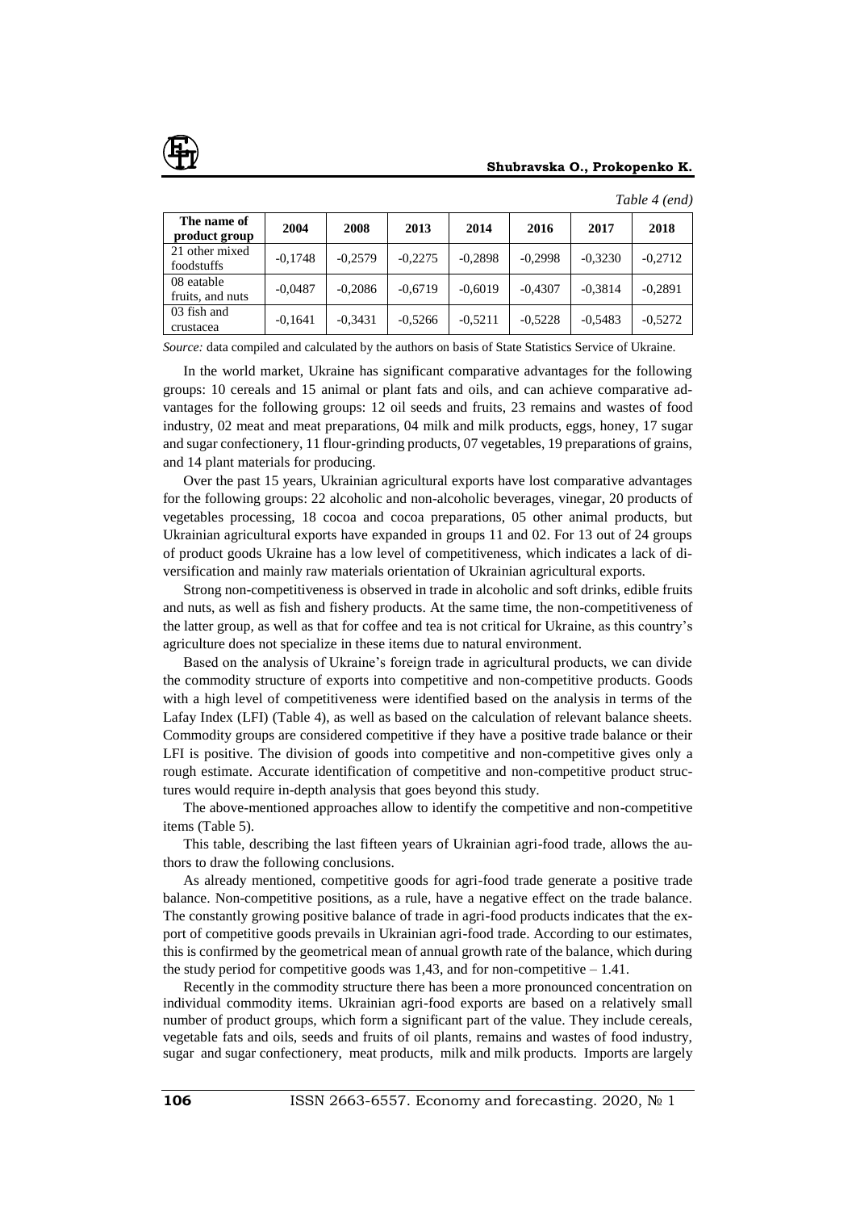*Table 4 (end)*

| The name of product group | 2004 | 2008 | 2013 | 2014 | 2016 | 2017 | 2018 |
|---|---|---|---|---|---|---|---|
| 21 other mixed foodstuffs | -0,1748 | -0,2579 | -0,2275 | -0,2898 | -0,2998 | -0,3230 | -0,2712 |
| 08 eatable fruits, and nuts | -0,0487 | -0,2086 | -0,6719 | -0,6019 | -0,4307 | -0,3814 | -0,2891 |
| 03 fish and crustacea | -0,1641 | -0,3431 | -0,5266 | -0,5211 | -0,5228 | -0,5483 | -0,5272 |

*Source:* data compiled and calculated by the authors on basis of State Statistics Service of Ukraine.

In the world market, Ukraine has significant comparative advantages for the following groups: 10 cereals and 15 animal or plant fats and oils, and can achieve comparative advantages for the following groups: 12 oil seeds and fruits, 23 remains and wastes of food industry, 02 meat and meat preparations, 04 milk and milk products, eggs, honey, 17 sugar and sugar confectionery, 11 flour-grinding products, 07 vegetables, 19 preparations of grains, and 14 plant materials for producing.

Over the past 15 years, Ukrainian agricultural exports have lost comparative advantages for the following groups: 22 alcoholic and non-alcoholic beverages, vinegar, 20 products of vegetables processing, 18 cocoa and cocoa preparations, 05 other animal products, but Ukrainian agricultural exports have expanded in groups 11 and 02. For 13 out of 24 groups of product goods Ukraine has a low level of competitiveness, which indicates a lack of diversification and mainly raw materials orientation of Ukrainian agricultural exports.

Strong non-competitiveness is observed in trade in alcoholic and soft drinks, edible fruits and nuts, as well as fish and fishery products. At the same time, the non-competitiveness of the latter group, as well as that for coffee and tea is not critical for Ukraine, as this country's agriculture does not specialize in these items due to natural environment.

Based on the analysis of Ukraine's foreign trade in agricultural products, we can divide the commodity structure of exports into competitive and non-competitive products. Goods with a high level of competitiveness were identified based on the analysis in terms of the Lafay Index (LFI) (Table 4), as well as based on the calculation of relevant balance sheets. Commodity groups are considered competitive if they have a positive trade balance or their LFI is positive. The division of goods into competitive and non-competitive gives only a rough estimate. Accurate identification of competitive and non-competitive product structures would require in-depth analysis that goes beyond this study.

The above-mentioned approaches allow to identify the competitive and non-competitive items (Table 5).

This table, describing the last fifteen years of Ukrainian agri-food trade, allows the authors to draw the following conclusions.

As already mentioned, competitive goods for agri-food trade generate a positive trade balance. Non-competitive positions, as a rule, have a negative effect on the trade balance. The constantly growing positive balance of trade in agri-food products indicates that the export of competitive goods prevails in Ukrainian agri-food trade. According to our estimates, this is confirmed by the geometrical mean of annual growth rate of the balance, which during the study period for competitive goods was 1,43, and for non-competitive – 1.41.

Recently in the commodity structure there has been a more pronounced concentration on individual commodity items. Ukrainian agri-food exports are based on a relatively small number of product groups, which form a significant part of the value. They include cereals, vegetable fats and oils, seeds and fruits of oil plants, remains and wastes of food industry, sugar and sugar confectionery, meat products, milk and milk products. Imports are largely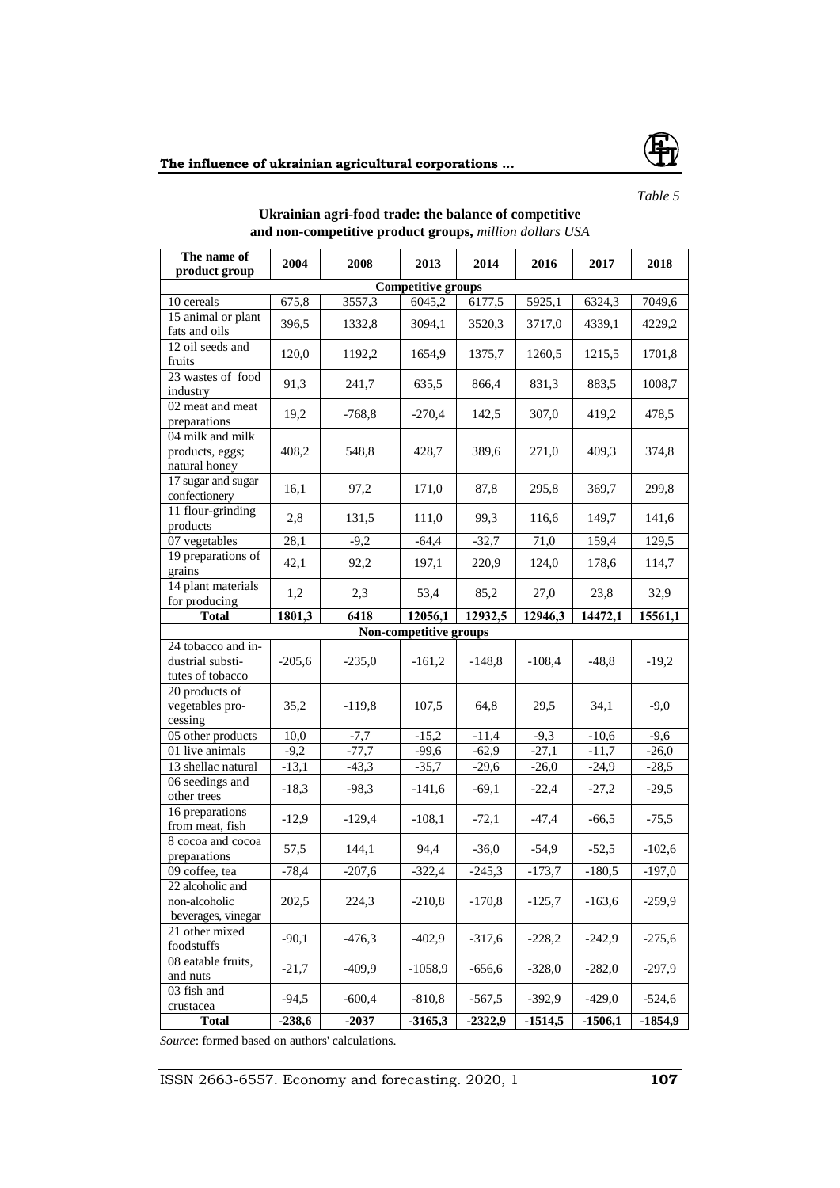*Table 5*

**Ukrainian agri-food trade: the balance of competitive and non-competitive product groups,** *million dollars USA*

| The name of product group | 2004 | 2008 | 2013 | 2014 | 2016 | 2017 | 2018 |
|---|---|---|---|---|---|---|---|
| **Competitive groups** | | | | | | | |
| 10 cereals | 675,8 | 3557,3 | 6045,2 | 6177,5 | 5925,1 | 6324,3 | 7049,6 |
| 15 animal or plant fats and oils | 396,5 | 1332,8 | 3094,1 | 3520,3 | 3717,0 | 4339,1 | 4229,2 |
| 12 oil seeds and fruits | 120,0 | 1192,2 | 1654,9 | 1375,7 | 1260,5 | 1215,5 | 1701,8 |
| 23 wastes of food industry | 91,3 | 241,7 | 635,5 | 866,4 | 831,3 | 883,5 | 1008,7 |
| 02 meat and meat preparations | 19,2 | -768,8 | -270,4 | 142,5 | 307,0 | 419,2 | 478,5 |
| 04 milk and milk products, eggs; natural honey | 408,2 | 548,8 | 428,7 | 389,6 | 271,0 | 409,3 | 374,8 |
| 17 sugar and sugar confectionery | 16,1 | 97,2 | 171,0 | 87,8 | 295,8 | 369,7 | 299,8 |
| 11 flour-grinding products | 2,8 | 131,5 | 111,0 | 99,3 | 116,6 | 149,7 | 141,6 |
| 07 vegetables | 28,1 | -9,2 | -64,4 | -32,7 | 71,0 | 159,4 | 129,5 |
| 19 preparations of grains | 42,1 | 92,2 | 197,1 | 220,9 | 124,0 | 178,6 | 114,7 |
| 14 plant materials for producing | 1,2 | 2,3 | 53,4 | 85,2 | 27,0 | 23,8 | 32,9 |
| **Total** | **1801,3** | **6418** | **12056,1** | **12932,5** | **12946,3** | **14472,1** | **15561,1** |
| **Non-competitive groups** | | | | | | | |
| 24 tobacco and industrial substitutes of tobacco | -205,6 | -235,0 | -161,2 | -148,8 | -108,4 | -48,8 | -19,2 |
| 20 products of vegetables processing | 35,2 | -119,8 | 107,5 | 64,8 | 29,5 | 34,1 | -9,0 |
| 05 other products | 10,0 | -7,7 | -15,2 | -11,4 | -9,3 | -10,6 | -9,6 |
| 01 live animals | -9,2 | -77,7 | -99,6 | -62,9 | -27,1 | -11,7 | -26,0 |
| 13 shellac natural | -13,1 | -43,3 | -35,7 | -29,6 | -26,0 | -24,9 | -28,5 |
| 06 seedings and other trees | -18,3 | -98,3 | -141,6 | -69,1 | -22,4 | -27,2 | -29,5 |
| 16 preparations from meat, fish | -12,9 | -129,4 | -108,1 | -72,1 | -47,4 | -66,5 | -75,5 |
| 8 cocoa and cocoa preparations | 57,5 | 144,1 | 94,4 | -36,0 | -54,9 | -52,5 | -102,6 |
| 09 coffee, tea | -78,4 | -207,6 | -322,4 | -245,3 | -173,7 | -180,5 | -197,0 |
| 22 alcoholic and non-alcoholic beverages, vinegar | 202,5 | 224,3 | -210,8 | -170,8 | -125,7 | -163,6 | -259,9 |
| 21 other mixed foodstuffs | -90,1 | -476,3 | -402,9 | -317,6 | -228,2 | -242,9 | -275,6 |
| 08 eatable fruits, and nuts | -21,7 | -409,9 | -1058,9 | -656,6 | -328,0 | -282,0 | -297,9 |
| 03 fish and crustacea | -94,5 | -600,4 | -810,8 | -567,5 | -392,9 | -429,0 | -524,6 |
| **Total** | **-238,6** | **-2037** | **-3165,3** | **-2322,9** | **-1514,5** | **-1506,1** | **-1854,9** |

*Source*: formed based on authors' calculations.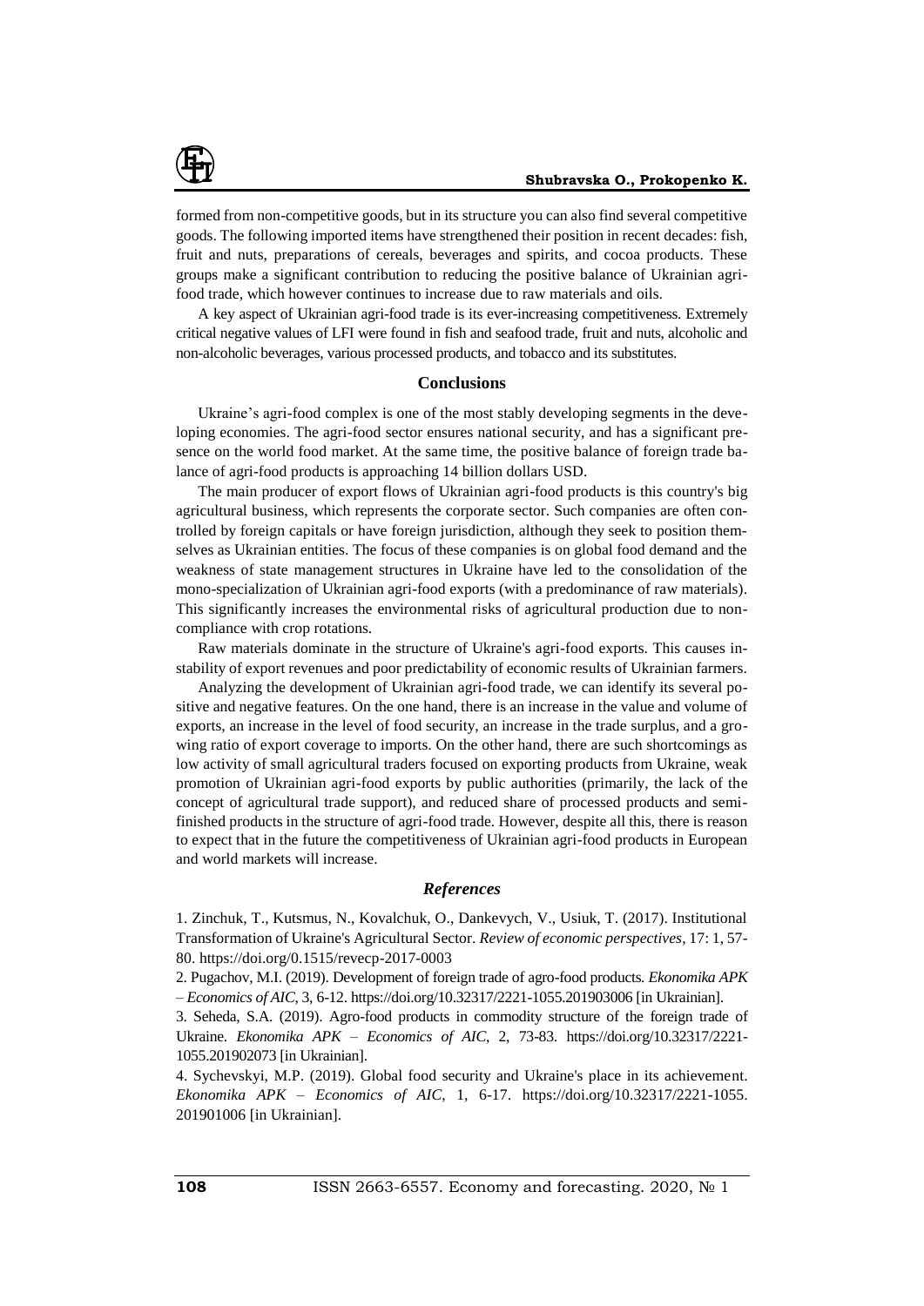formed from non-competitive goods, but in its structure you can also find several competitive goods. The following imported items have strengthened their position in recent decades: fish, fruit and nuts, preparations of cereals, beverages and spirits, and cocoa products. These groups make a significant contribution to reducing the positive balance of Ukrainian agri-food trade, which however continues to increase due to raw materials and oils.

A key aspect of Ukrainian agri-food trade is its ever-increasing competitiveness. Extremely critical negative values of LFI were found in fish and seafood trade, fruit and nuts, alcoholic and non-alcoholic beverages, various processed products, and tobacco and its substitutes.

## Conclusions

Ukraine's agri-food complex is one of the most stably developing segments in the developing economies. The agri-food sector ensures national security, and has a significant presence on the world food market. At the same time, the positive balance of foreign trade balance of agri-food products is approaching 14 billion dollars USD.

The main producer of export flows of Ukrainian agri-food products is this country's big agricultural business, which represents the corporate sector. Such companies are often controlled by foreign capitals or have foreign jurisdiction, although they seek to position themselves as Ukrainian entities. The focus of these companies is on global food demand and the weakness of state management structures in Ukraine have led to the consolidation of the mono-specialization of Ukrainian agri-food exports (with a predominance of raw materials). This significantly increases the environmental risks of agricultural production due to non-compliance with crop rotations.

Raw materials dominate in the structure of Ukraine's agri-food exports. This causes instability of export revenues and poor predictability of economic results of Ukrainian farmers.

Analyzing the development of Ukrainian agri-food trade, we can identify its several positive and negative features. On the one hand, there is an increase in the value and volume of exports, an increase in the level of food security, an increase in the trade surplus, and a growing ratio of export coverage to imports. On the other hand, there are such shortcomings as low activity of small agricultural traders focused on exporting products from Ukraine, weak promotion of Ukrainian agri-food exports by public authorities (primarily, the lack of the concept of agricultural trade support), and reduced share of processed products and semi-finished products in the structure of agri-food trade. However, despite all this, there is reason to expect that in the future the competitiveness of Ukrainian agri-food products in European and world markets will increase.

## *References*

1. Zinchuk, T., Kutsmus, N., Kovalchuk, O., Dankevych, V., Usiuk, T. (2017). Institutional Transformation of Ukraine's Agricultural Sector. *Review of economic perspectives*, 17: 1, 57-80. https://doi.org/0.1515/revecp-2017-0003

2. Pugachov, M.I. (2019). Development of foreign trade of agro-food products. *Ekonomika APK – Economics of AIC*, 3, 6-12. https://doi.org/10.32317/2221-1055.201903006 [in Ukrainian].

3. Seheda, S.A. (2019). Agro-food products in commodity structure of the foreign trade of Ukraine. *Ekonomika APK – Economics of AIC*, 2, 73-83. https://doi.org/10.32317/2221-1055.201902073 [in Ukrainian].

4. Sychevskyi, M.P. (2019). Global food security and Ukraine's place in its achievement. *Ekonomika APK – Economics of AIC*, 1, 6-17. https://doi.org/10.32317/2221-1055.201901006 [in Ukrainian].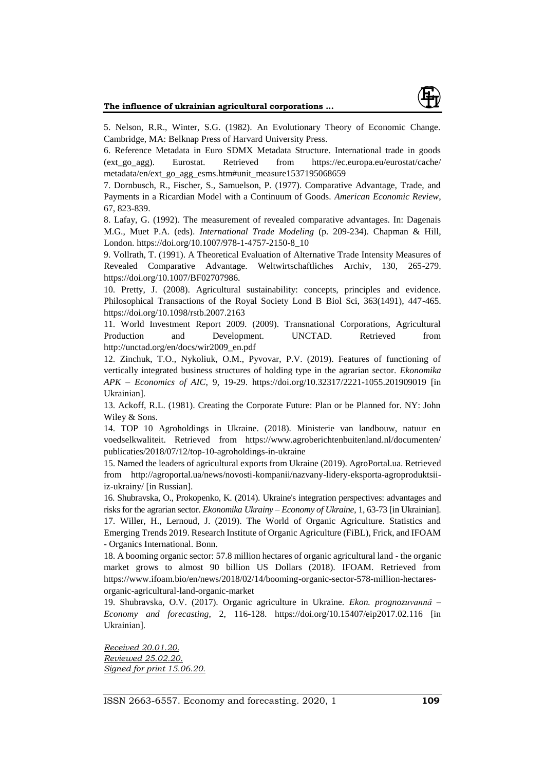5. Nelson, R.R., Winter, S.G. (1982). An Evolutionary Theory of Economic Change. Cambridge, MA: Belknap Press of Harvard University Press.

6. Reference Metadata in Euro SDMX Metadata Structure. International trade in goods (ext_go_agg). Eurostat. Retrieved from https://ec.europa.eu/eurostat/cache/metadata/en/ext_go_agg_esms.htm#unit_measure1537195068659

7. Dornbusch, R., Fischer, S., Samuelson, P. (1977). Comparative Advantage, Trade, and Payments in a Ricardian Model with a Continuum of Goods. *American Economic Review*, 67, 823-839.

8. Lafay, G. (1992). The measurement of revealed comparative advantages. In: Dagenais M.G., Muet P.A. (eds). *International Trade Modeling* (p. 209-234). Chapman & Hill, London. https://doi.org/10.1007/978-1-4757-2150-8_10

9. Vollrath, T. (1991). A Theoretical Evaluation of Alternative Trade Intensity Measures of Revealed Comparative Advantage. Weltwirtschaftliches Archiv, 130, 265-279. https://doi.org/10.1007/BF02707986.

10. Pretty, J. (2008). Agricultural sustainability: concepts, principles and evidence. Philosophical Transactions of the Royal Society Lond B Biol Sci, 363(1491), 447-465. https://doi.org/10.1098/rstb.2007.2163

11. World Investment Report 2009. (2009). Transnational Corporations, Agricultural Production and Development. UNCTAD. Retrieved from http://unctad.org/en/docs/wir2009_en.pdf

12. Zinchuk, T.O., Nykoliuk, O.M., Pyvovar, P.V. (2019). Features of functioning of vertically integrated business structures of holding type in the agrarian sector. *Ekonomika APK – Economics of AIC*, 9, 19-29. https://doi.org/10.32317/2221-1055.201909019 [in Ukrainian].

13. Ackoff, R.L. (1981). Creating the Corporate Future: Plan or be Planned for. NY: John Wiley & Sons.

14. TOP 10 Agroholdings in Ukraine. (2018). Ministerie van landbouw, natuur en voedselkwaliteit. Retrieved from https://www.agroberichtenbuitenland.nl/documenten/publicaties/2018/07/12/top-10-agroholdings-in-ukraine

15. Named the leaders of agricultural exports from Ukraine (2019). AgroPortal.ua. Retrieved from http://agroportal.ua/news/novosti-kompanii/nazvany-lidery-eksporta-agroproduktsii-iz-ukrainy/ [in Russian].

16. Shubravska, O., Prokopenko, K. (2014). Ukraine's integration perspectives: advantages and risks for the agrarian sector. *Ekonomika Ukrainy – Economy of Ukraine*, 1, 63-73 [in Ukrainian].

17. Willer, H., Lernoud, J. (2019). The World of Organic Agriculture. Statistics and Emerging Trends 2019. Research Institute of Organic Agriculture (FiBL), Frick, and IFOAM - Organics International. Bonn.

18. A booming organic sector: 57.8 million hectares of organic agricultural land - the organic market grows to almost 90 billion US Dollars (2018). IFOAM. Retrieved from https://www.ifoam.bio/en/news/2018/02/14/booming-organic-sector-578-million-hectares-organic-agricultural-land-organic-market

19. Shubravska, O.V. (2017). Organic agriculture in Ukraine. *Ekon. prognozuvannâ – Economy and forecasting*, 2, 116-128. https://doi.org/10.15407/eip2017.02.116 [in Ukrainian].

*Received 20.01.20.*
*Reviewed 25.02.20.*
*Signed for print 15.06.20.*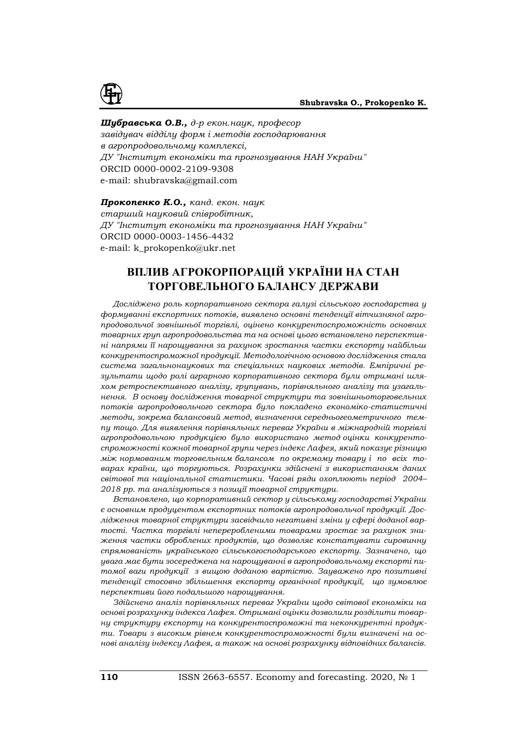***Шубравська О.В.,*** *д-р екон.наук, професор*
*завідувач відділу форм і методів господарювання*
*в агропродовольчому комплексі,*
*ДУ "Інститут економіки та прогнозування НАН України"*
ORCID 0000-0002-2109-9308
e-mail: shubravska@gmail.com

***Прокопенко К.О.,*** *канд. екон. наук*
*старший науковий співробітник,*
*ДУ "Інститут економіки та прогнозування НАН України"*
ORCID 0000-0003-1456-4432
e-mail: k_prokopenko@ukr.net

# ВПЛИВ АГРОКОРПОРАЦІЙ УКРАЇНИ НА СТАН ТОРГОВЕЛЬНОГО БАЛАНСУ ДЕРЖАВИ

*Досліджено роль корпоративного сектора галузі сільського господарства у формуванні експортних потоків, виявлено основні тенденції вітчизняної агропродовольчої зовнішньої торгівлі, оцінено конкурентоспроможність основних товарних груп агропродовольства та на основі цього встановлено перспективні напрями її нарощування за рахунок зростання частки експорту найбільш конкурентоспроможної продукції. Методологічною основою дослідження стала система загальнонаукових та спеціальних наукових методів. Емпіричні результати щодо ролі аграрного корпоративного сектора були отримані шляхом ретроспективного аналізу, групувань, порівняльного аналізу та узагальнення. В основу дослідження товарної структури та зовнішньоторговельних потоків агропродовольчого сектора було покладено економіко-статистичні методи, зокрема балансовий метод, визначення середньогеометричного темпу тощо. Для виявлення порівняльних переваг України в міжнародній торгівлі агропродовольчою продукцією було використано метод оцінки конкурентоспроможності кожної товарної групи через індекс Лафея, який показує різницю між нормованим торговельним балансом по окремому товару і по всіх товарах країни, що торгуються. Розрахунки здійснені з використанням даних світової та національної статистики. Часові ряди охоплюють період 2004–2018 рр. та аналізуються з позиції товарної структури.*

*Встановлено, що корпоративний сектор у сільському господарстві України є основним продуцентом експортних потоків агропродовольчої продукції. Дослідження товарної структури засвідчило негативні зміни у сфері доданої вартості. Частка торгівлі непереробленими товарами зростає за рахунок зниження частки оброблених продуктів, що дозволяє констатувати сировинну спрямованість українського сільськогосподарського експорту. Зазначено, що увага має бути зосереджена на нарощуванні в агропродовольчому експорті питомої ваги продукції з вищою доданою вартістю. Зауважено про позитивні тенденції стосовно збільшення експорту органічної продукції, що зумовлює перспективи його подальшого нарощування.*

*Здійснено аналіз порівняльних переваг України щодо світової економіки на основі розрахунку індекса Лафея. Отримані оцінки дозволили розділити товарну структуру експорту на конкурентоспроможні та неконкурентні продукти. Товари з високим рівнем конкурентоспроможності були визначені на основі аналізу індексу Лафея, а також на основі розрахунку відповідних балансів.*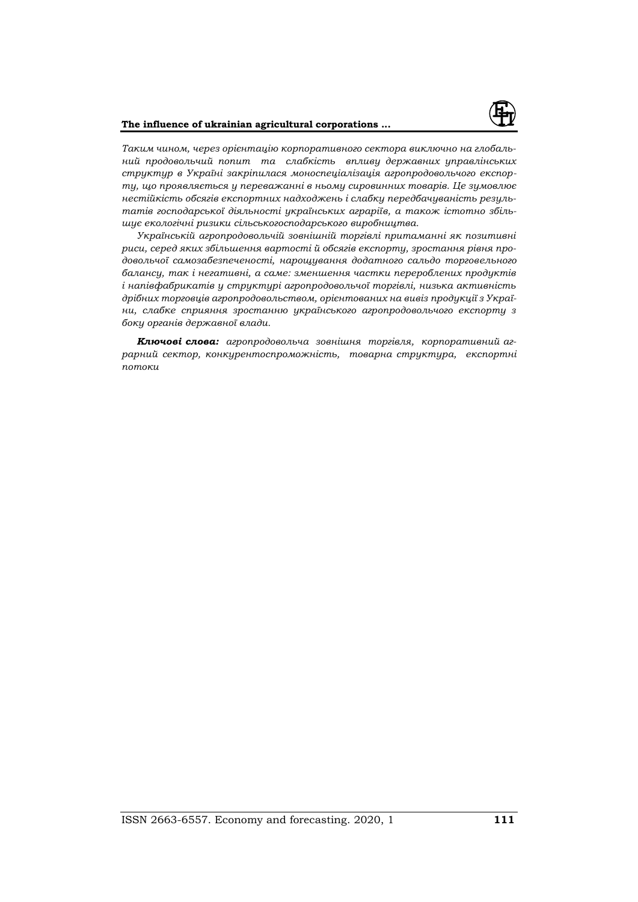*Таким чином, через орієнтацію корпоративного сектора виключно на глобальний продовольчий попит та слабкість впливу державних управлінських структур в Україні закріпилася моноспеціалізація агропродовольчого експорту, що проявляється у переважанні в ньому сировинних товарів. Це зумовлює нестійкість обсягів експортних надходжень і слабку передбачуваність результатів господарської діяльності українських аграріїв, а також істотно збільшує екологічні ризики сільськогосподарського виробництва.*

*Українській агропродовольчій зовнішній торгівлі притаманні як позитивні риси, серед яких збільшення вартості й обсягів експорту, зростання рівня продовольчої самозабезпеченості, нарощування додатного сальдо торговельного балансу, так і негативні, а саме: зменшення частки перероблених продуктів і напівфабрикатів у структурі агропродовольчої торгівлі, низька активність дрібних торговців агропродовольством, орієнтованих на вивіз продукції з України, слабке сприяння зростанню українського агропродовольчого експорту з боку органів державної влади.*

***Ключові слова:*** *агропродовольча зовнішня торгівля, корпоративний аграрний сектор, конкурентоспроможність, товарна структура, експортні потоки*